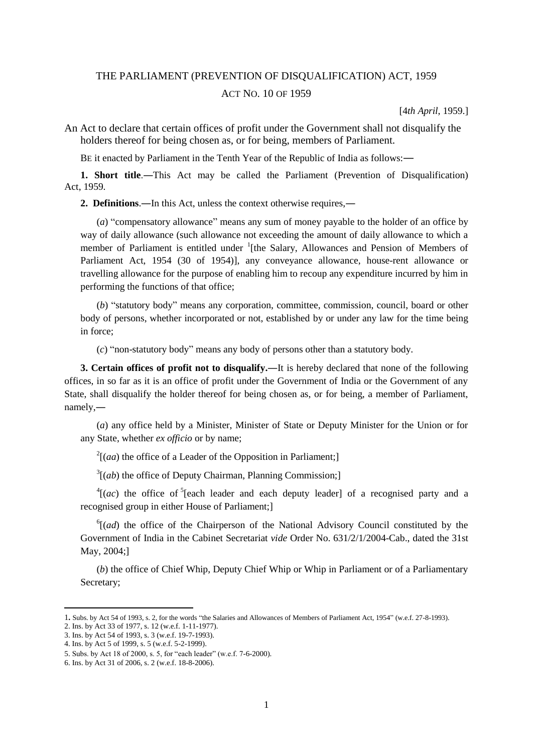# THE PARLIAMENT (PREVENTION OF DISQUALIFICATION) ACT, 1959

## ACT NO. 10 OF 1959

[4*th April*, 1959.]

An Act to declare that certain offices of profit under the Government shall not disqualify the holders thereof for being chosen as, or for being, members of Parliament.

BE it enacted by Parliament in the Tenth Year of the Republic of India as follows:―

**1. Short title**.―This Act may be called the Parliament (Prevention of Disqualification) Act, 1959.

**2. Definitions**.―In this Act, unless the context otherwise requires,―

(*a*) "compensatory allowance" means any sum of money payable to the holder of an office by way of daily allowance (such allowance not exceeding the amount of daily allowance to which a member of Parliament is entitled under [1][the Salary, Allowances and Pension of Members of Parliament Act, 1954 (30 of 1954)], any conveyance allowance, house-rent allowance or travelling allowance for the purpose of enabling him to recoup any expenditure incurred by him in performing the functions of that office;

(*b*) "statutory body" means any corporation, committee, commission, council, board or other body of persons, whether incorporated or not, established by or under any law for the time being in force;

(*c*) "non-statutory body" means any body of persons other than a statutory body.

**3. Certain offices of profit not to disqualify.**―It is hereby declared that none of the following offices, in so far as it is an office of profit under the Government of India or the Government of any State, shall disqualify the holder thereof for being chosen as, or for being, a member of Parliament, namely,―

(*a*) any office held by a Minister, Minister of State or Deputy Minister for the Union or for any State, whether *ex officio* or by name;

[2][(*aa*) the office of a Leader of the Opposition in Parliament;]

[3][(*ab*) the office of Deputy Chairman, Planning Commission;]

[4][(*ac*) the office of [5][each leader and each deputy leader] of a recognised party and a recognised group in either House of Parliament;]

[6][(*ad*) the office of the Chairperson of the National Advisory Council constituted by the Government of India in the Cabinet Secretariat *vide* Order No. 631/2/1/2004-Cab., dated the 31st May, 2004;]

(*b*) the office of Chief Whip, Deputy Chief Whip or Whip in Parliament or of a Parliamentary Secretary;

---

1. Subs. by Act 54 of 1993, s. 2, for the words "the Salaries and Allowances of Members of Parliament Act, 1954" (w.e.f. 27-8-1993).
2. Ins. by Act 33 of 1977, s. 12 (w.e.f. 1-11-1977).
3. Ins. by Act 54 of 1993, s. 3 (w.e.f. 19-7-1993).
4. Ins. by Act 5 of 1999, s. 5 (w.e.f. 5-2-1999).
5. Subs. by Act 18 of 2000, s. 5, for "each leader" (w.e.f. 7-6-2000).
6. Ins. by Act 31 of 2006, s. 2 (w.e.f. 18-8-2006).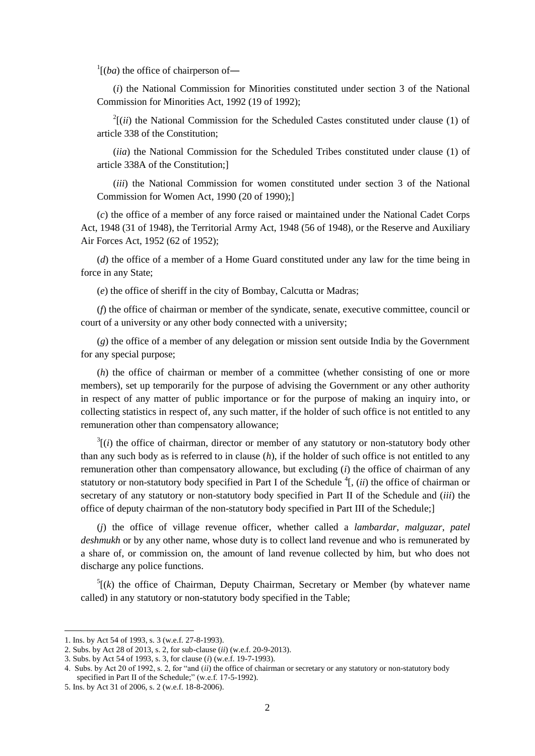[1][(*ba*) the office of chairperson of—

(*i*) the National Commission for Minorities constituted under section 3 of the National Commission for Minorities Act, 1992 (19 of 1992);

[2][(*ii*) the National Commission for the Scheduled Castes constituted under clause (1) of article 338 of the Constitution;

(*iia*) the National Commission for the Scheduled Tribes constituted under clause (1) of article 338A of the Constitution;]

(*iii*) the National Commission for women constituted under section 3 of the National Commission for Women Act, 1990 (20 of 1990);]

(*c*) the office of a member of any force raised or maintained under the National Cadet Corps Act, 1948 (31 of 1948), the Territorial Army Act, 1948 (56 of 1948), or the Reserve and Auxiliary Air Forces Act, 1952 (62 of 1952);

(*d*) the office of a member of a Home Guard constituted under any law for the time being in force in any State;

(*e*) the office of sheriff in the city of Bombay, Calcutta or Madras;

(*f*) the office of chairman or member of the syndicate, senate, executive committee, council or court of a university or any other body connected with a university;

(*g*) the office of a member of any delegation or mission sent outside India by the Government for any special purpose;

(*h*) the office of chairman or member of a committee (whether consisting of one or more members), set up temporarily for the purpose of advising the Government or any other authority in respect of any matter of public importance or for the purpose of making an inquiry into, or collecting statistics in respect of, any such matter, if the holder of such office is not entitled to any remuneration other than compensatory allowance;

[3][(*i*) the office of chairman, director or member of any statutory or non-statutory body other than any such body as is referred to in clause (*h*), if the holder of such office is not entitled to any remuneration other than compensatory allowance, but excluding (*i*) the office of chairman of any statutory or non-statutory body specified in Part I of the Schedule [4][, (*ii*) the office of chairman or secretary of any statutory or non-statutory body specified in Part II of the Schedule and (*iii*) the office of deputy chairman of the non-statutory body specified in Part III of the Schedule;]

(*j*) the office of village revenue officer, whether called a *lambardar*, *malguzar*, *patel deshmukh* or by any other name, whose duty is to collect land revenue and who is remunerated by a share of, or commission on, the amount of land revenue collected by him, but who does not discharge any police functions.

[5][(*k*) the office of Chairman, Deputy Chairman, Secretary or Member (by whatever name called) in any statutory or non-statutory body specified in the Table;

---

1. Ins. by Act 54 of 1993, s. 3 (w.e.f. 27-8-1993).
2. Subs. by Act 28 of 2013, s. 2, for sub-clause (*ii*) (w.e.f. 20-9-2013).
3. Subs. by Act 54 of 1993, s. 3, for clause (*i*) (w.e.f. 19-7-1993).
4. Subs. by Act 20 of 1992, s. 2, for "and (*ii*) the office of chairman or secretary or any statutory or non-statutory body specified in Part II of the Schedule;" (w.e.f. 17-5-1992).
5. Ins. by Act 31 of 2006, s. 2 (w.e.f. 18-8-2006).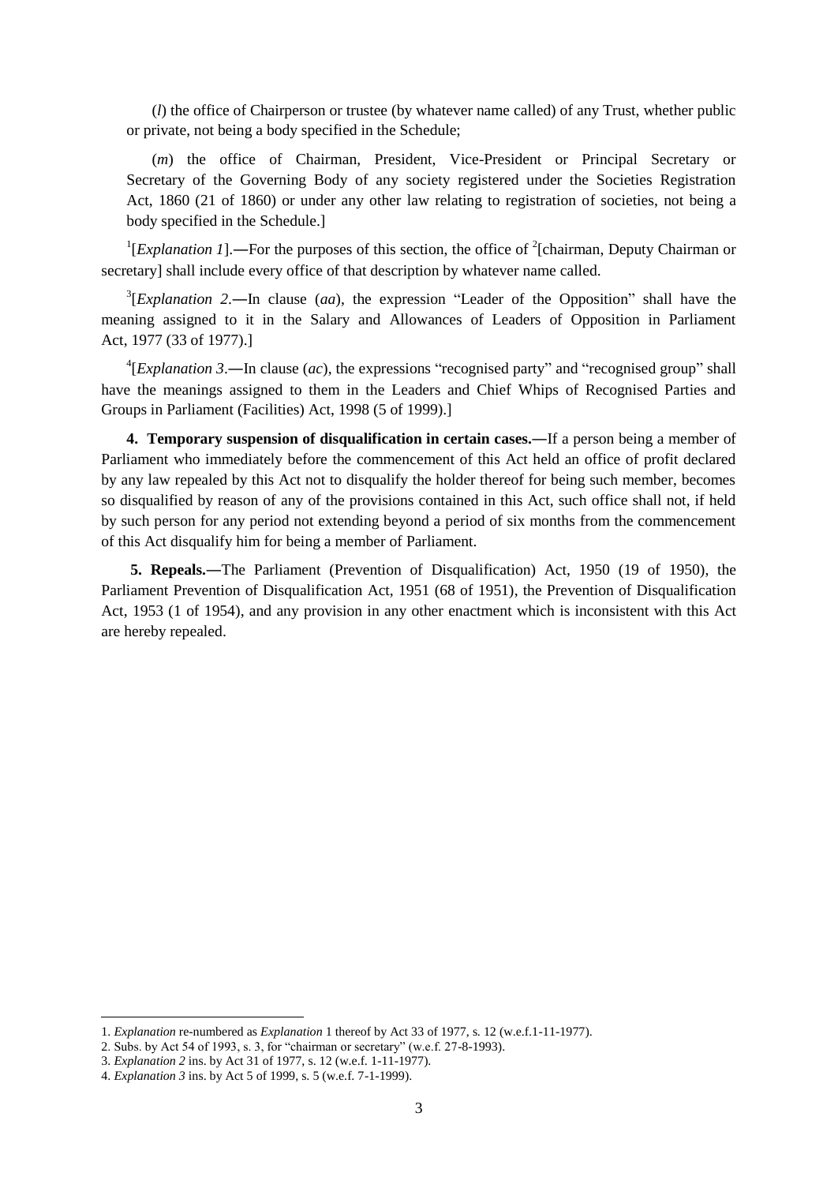(*l*) the office of Chairperson or trustee (by whatever name called) of any Trust, whether public or private, not being a body specified in the Schedule;

(*m*) the office of Chairman, President, Vice-President or Principal Secretary or Secretary of the Governing Body of any society registered under the Societies Registration Act, 1860 (21 of 1860) or under any other law relating to registration of societies, not being a body specified in the Schedule.]

[1][*Explanation 1*].―For the purposes of this section, the office of [2][chairman, Deputy Chairman or secretary] shall include every office of that description by whatever name called.

[3][*Explanation 2*.―In clause (*aa*), the expression "Leader of the Opposition" shall have the meaning assigned to it in the Salary and Allowances of Leaders of Opposition in Parliament Act, 1977 (33 of 1977).]

[4][*Explanation 3*.―In clause (*ac*), the expressions "recognised party" and "recognised group" shall have the meanings assigned to them in the Leaders and Chief Whips of Recognised Parties and Groups in Parliament (Facilities) Act, 1998 (5 of 1999).]

**4. Temporary suspension of disqualification in certain cases.**―If a person being a member of Parliament who immediately before the commencement of this Act held an office of profit declared by any law repealed by this Act not to disqualify the holder thereof for being such member, becomes so disqualified by reason of any of the provisions contained in this Act, such office shall not, if held by such person for any period not extending beyond a period of six months from the commencement of this Act disqualify him for being a member of Parliament.

**5. Repeals.**―The Parliament (Prevention of Disqualification) Act, 1950 (19 of 1950), the Parliament Prevention of Disqualification Act, 1951 (68 of 1951), the Prevention of Disqualification Act, 1953 (1 of 1954), and any provision in any other enactment which is inconsistent with this Act are hereby repealed.

---

1. *Explanation* re-numbered as *Explanation* 1 thereof by Act 33 of 1977, s. 12 (w.e.f.1-11-1977).
2. Subs. by Act 54 of 1993, s. 3, for "chairman or secretary" (w.e.f. 27-8-1993).
3. *Explanation 2* ins. by Act 31 of 1977, s. 12 (w.e.f. 1-11-1977).
4. *Explanation 3* ins. by Act 5 of 1999, s. 5 (w.e.f. 7-1-1999).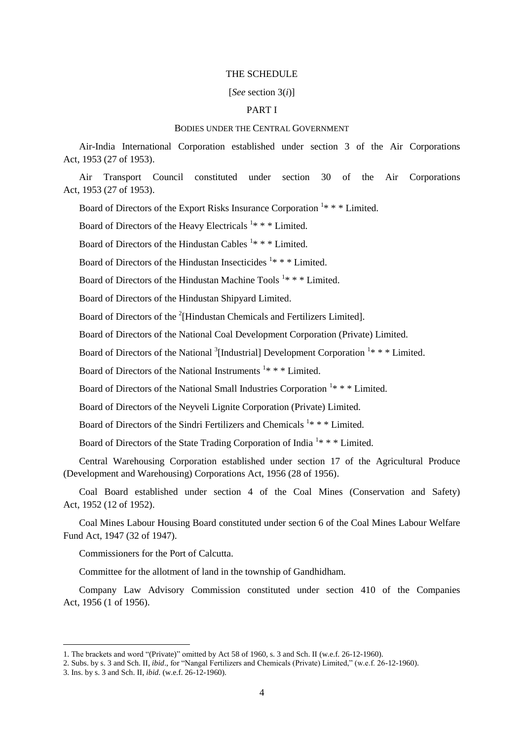THE SCHEDULE

[*See* section 3(*i*)]

PART I

BODIES UNDER THE CENTRAL GOVERNMENT

Air-India International Corporation established under section 3 of the Air Corporations Act, 1953 (27 of 1953).

Air Transport Council constituted under section 30 of the Air Corporations Act, 1953 (27 of 1953).

Board of Directors of the Export Risks Insurance Corporation [1]* * * Limited.

Board of Directors of the Heavy Electricals [1]* * * Limited.

Board of Directors of the Hindustan Cables [1]* * * Limited.

Board of Directors of the Hindustan Insecticides [1]* * * Limited.

Board of Directors of the Hindustan Machine Tools [1]* * * Limited.

Board of Directors of the Hindustan Shipyard Limited.

Board of Directors of the [2][Hindustan Chemicals and Fertilizers Limited].

Board of Directors of the National Coal Development Corporation (Private) Limited.

Board of Directors of the National [3][Industrial] Development Corporation [1]* * * Limited.

Board of Directors of the National Instruments [1]* * * Limited.

Board of Directors of the National Small Industries Corporation [1]* * * Limited.

Board of Directors of the Neyveli Lignite Corporation (Private) Limited.

Board of Directors of the Sindri Fertilizers and Chemicals [1]* * * Limited.

Board of Directors of the State Trading Corporation of India [1]* * * Limited.

Central Warehousing Corporation established under section 17 of the Agricultural Produce (Development and Warehousing) Corporations Act, 1956 (28 of 1956).

Coal Board established under section 4 of the Coal Mines (Conservation and Safety) Act, 1952 (12 of 1952).

Coal Mines Labour Housing Board constituted under section 6 of the Coal Mines Labour Welfare Fund Act, 1947 (32 of 1947).

Commissioners for the Port of Calcutta.

Committee for the allotment of land in the township of Gandhidham.

Company Law Advisory Commission constituted under section 410 of the Companies Act, 1956 (1 of 1956).

---

1. The brackets and word "(Private)" omitted by Act 58 of 1960, s. 3 and Sch. II (w.e.f. 26-12-1960).
2. Subs. by s. 3 and Sch. II, *ibid*., for "Nangal Fertilizers and Chemicals (Private) Limited," (w.e.f. 26-12-1960).
3. Ins. by s. 3 and Sch. II, *ibid*. (w.e.f. 26-12-1960).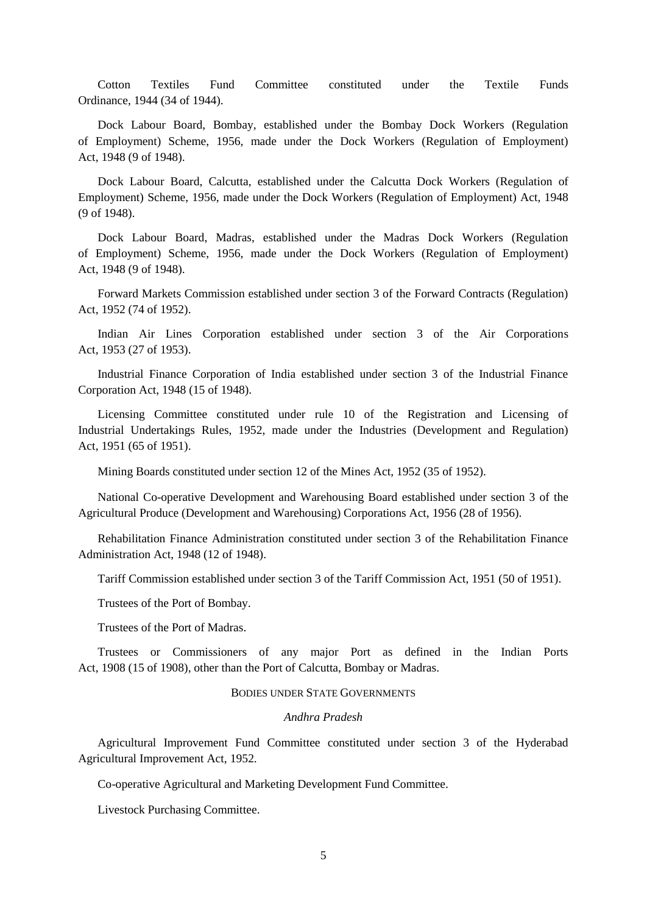Cotton Textiles Fund Committee constituted under the Textile Funds Ordinance, 1944 (34 of 1944).

Dock Labour Board, Bombay, established under the Bombay Dock Workers (Regulation of Employment) Scheme, 1956, made under the Dock Workers (Regulation of Employment) Act, 1948 (9 of 1948).

Dock Labour Board, Calcutta, established under the Calcutta Dock Workers (Regulation of Employment) Scheme, 1956, made under the Dock Workers (Regulation of Employment) Act, 1948 (9 of 1948).

Dock Labour Board, Madras, established under the Madras Dock Workers (Regulation of Employment) Scheme, 1956, made under the Dock Workers (Regulation of Employment) Act, 1948 (9 of 1948).

Forward Markets Commission established under section 3 of the Forward Contracts (Regulation) Act, 1952 (74 of 1952).

Indian Air Lines Corporation established under section 3 of the Air Corporations Act, 1953 (27 of 1953).

Industrial Finance Corporation of India established under section 3 of the Industrial Finance Corporation Act, 1948 (15 of 1948).

Licensing Committee constituted under rule 10 of the Registration and Licensing of Industrial Undertakings Rules, 1952, made under the Industries (Development and Regulation) Act, 1951 (65 of 1951).

Mining Boards constituted under section 12 of the Mines Act, 1952 (35 of 1952).

National Co-operative Development and Warehousing Board established under section 3 of the Agricultural Produce (Development and Warehousing) Corporations Act, 1956 (28 of 1956).

Rehabilitation Finance Administration constituted under section 3 of the Rehabilitation Finance Administration Act, 1948 (12 of 1948).

Tariff Commission established under section 3 of the Tariff Commission Act, 1951 (50 of 1951).

Trustees of the Port of Bombay.

Trustees of the Port of Madras.

Trustees or Commissioners of any major Port as defined in the Indian Ports Act, 1908 (15 of 1908), other than the Port of Calcutta, Bombay or Madras.

## BODIES UNDER STATE GOVERNMENTS

### *Andhra Pradesh*

Agricultural Improvement Fund Committee constituted under section 3 of the Hyderabad Agricultural Improvement Act, 1952.

Co-operative Agricultural and Marketing Development Fund Committee.

Livestock Purchasing Committee.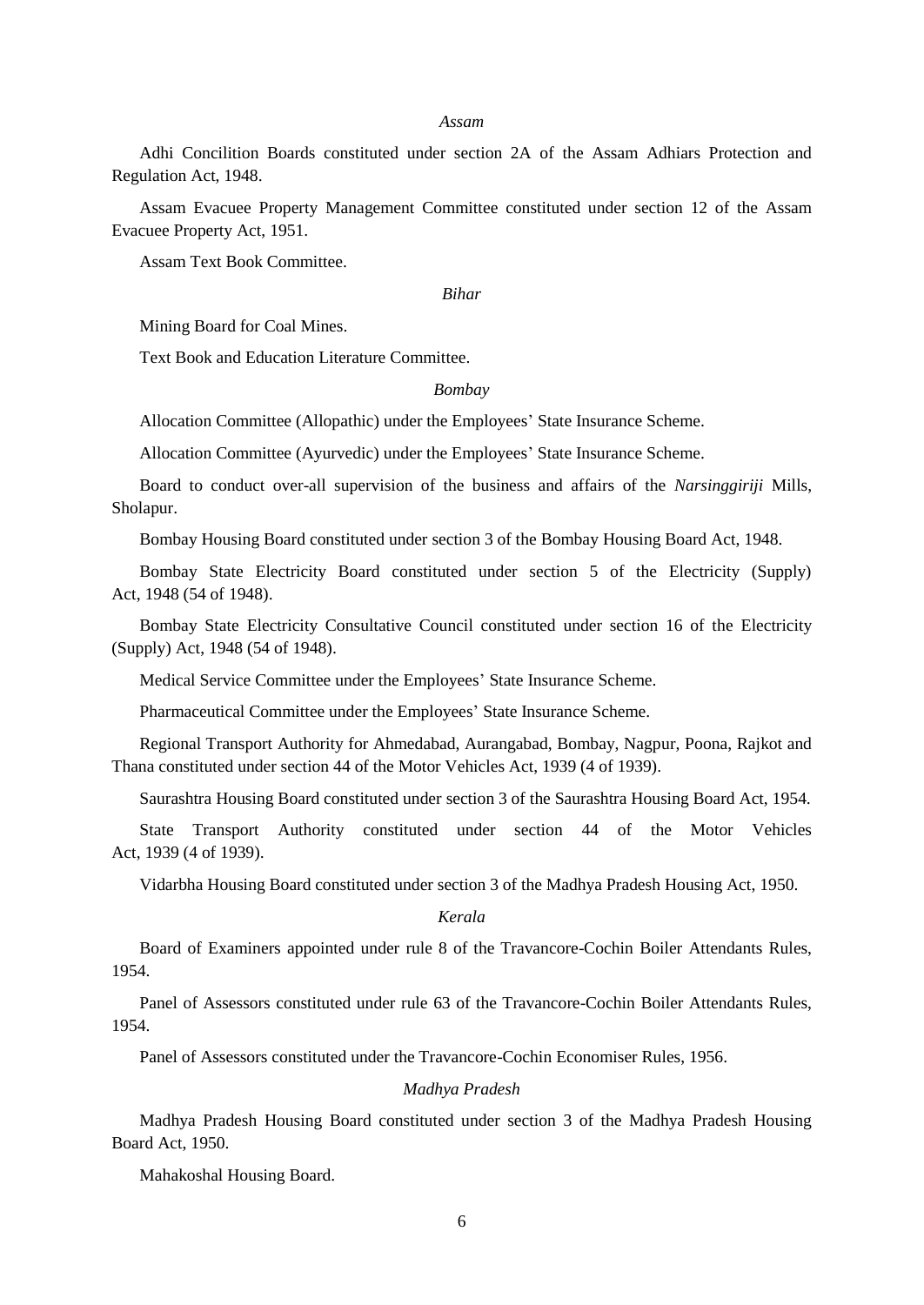*Assam*

Adhi Concilition Boards constituted under section 2A of the Assam Adhiars Protection and Regulation Act, 1948.

Assam Evacuee Property Management Committee constituted under section 12 of the Assam Evacuee Property Act, 1951.

Assam Text Book Committee.

*Bihar*

Mining Board for Coal Mines.

Text Book and Education Literature Committee.

*Bombay*

Allocation Committee (Allopathic) under the Employees' State Insurance Scheme.

Allocation Committee (Ayurvedic) under the Employees' State Insurance Scheme.

Board to conduct over-all supervision of the business and affairs of the *Narsinggiriji* Mills, Sholapur.

Bombay Housing Board constituted under section 3 of the Bombay Housing Board Act, 1948.

Bombay State Electricity Board constituted under section 5 of the Electricity (Supply) Act, 1948 (54 of 1948).

Bombay State Electricity Consultative Council constituted under section 16 of the Electricity (Supply) Act, 1948 (54 of 1948).

Medical Service Committee under the Employees' State Insurance Scheme.

Pharmaceutical Committee under the Employees' State Insurance Scheme.

Regional Transport Authority for Ahmedabad, Aurangabad, Bombay, Nagpur, Poona, Rajkot and Thana constituted under section 44 of the Motor Vehicles Act, 1939 (4 of 1939).

Saurashtra Housing Board constituted under section 3 of the Saurashtra Housing Board Act, 1954.

State Transport Authority constituted under section 44 of the Motor Vehicles Act, 1939 (4 of 1939).

Vidarbha Housing Board constituted under section 3 of the Madhya Pradesh Housing Act, 1950.

*Kerala*

Board of Examiners appointed under rule 8 of the Travancore-Cochin Boiler Attendants Rules, 1954.

Panel of Assessors constituted under rule 63 of the Travancore-Cochin Boiler Attendants Rules, 1954.

Panel of Assessors constituted under the Travancore-Cochin Economiser Rules, 1956.

*Madhya Pradesh*

Madhya Pradesh Housing Board constituted under section 3 of the Madhya Pradesh Housing Board Act, 1950.

Mahakoshal Housing Board.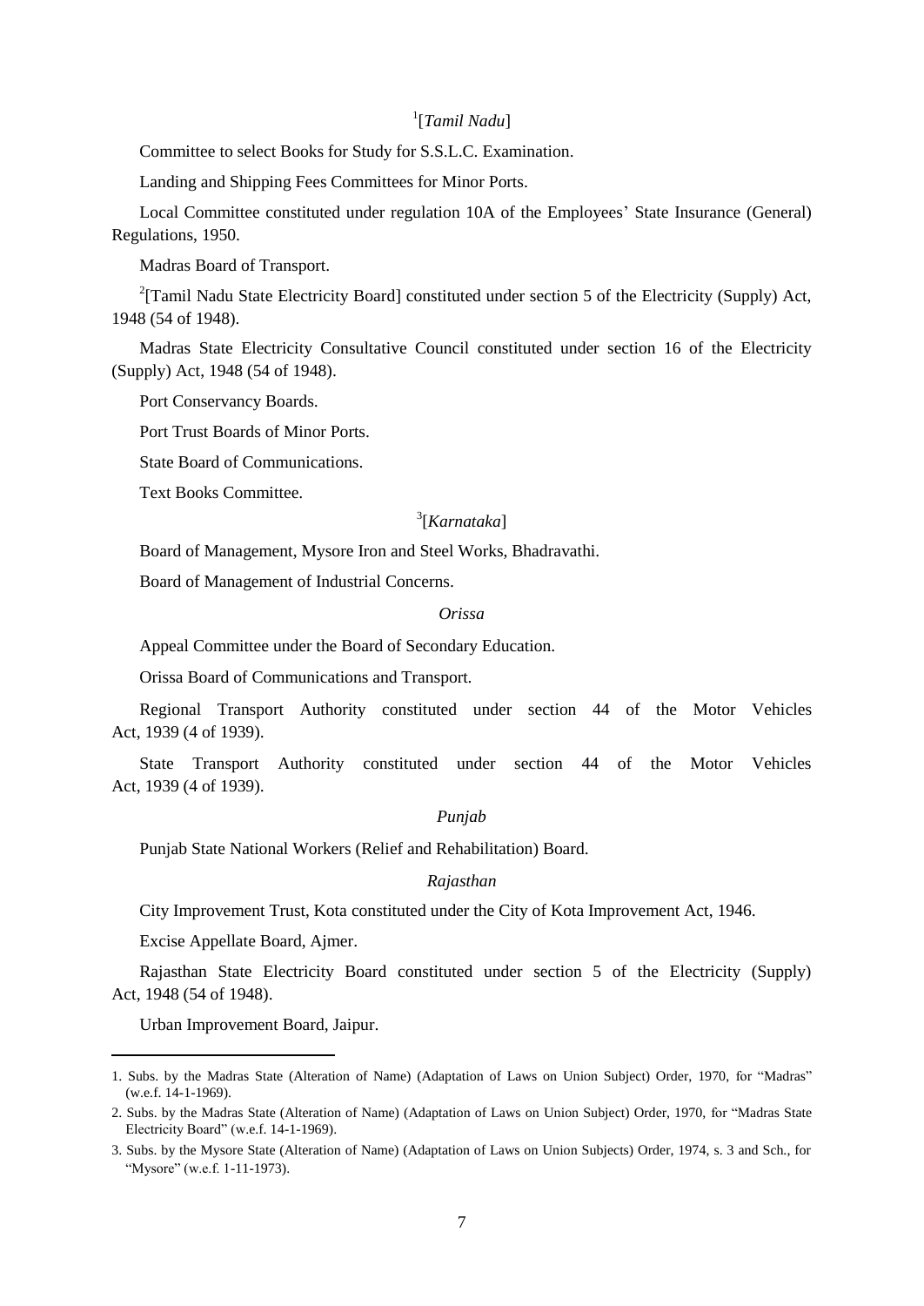[1][*Tamil Nadu*]

Committee to select Books for Study for S.S.L.C. Examination.

Landing and Shipping Fees Committees for Minor Ports.

Local Committee constituted under regulation 10A of the Employees' State Insurance (General) Regulations, 1950.

Madras Board of Transport.

[2][Tamil Nadu State Electricity Board] constituted under section 5 of the Electricity (Supply) Act, 1948 (54 of 1948).

Madras State Electricity Consultative Council constituted under section 16 of the Electricity (Supply) Act, 1948 (54 of 1948).

Port Conservancy Boards.

Port Trust Boards of Minor Ports.

State Board of Communications.

Text Books Committee.

[3][*Karnataka*]

Board of Management, Mysore Iron and Steel Works, Bhadravathi.

Board of Management of Industrial Concerns.

*Orissa*

Appeal Committee under the Board of Secondary Education.

Orissa Board of Communications and Transport.

Regional Transport Authority constituted under section 44 of the Motor Vehicles Act, 1939 (4 of 1939).

State Transport Authority constituted under section 44 of the Motor Vehicles Act, 1939 (4 of 1939).

*Punjab*

Punjab State National Workers (Relief and Rehabilitation) Board.

*Rajasthan*

City Improvement Trust, Kota constituted under the City of Kota Improvement Act, 1946.

Excise Appellate Board, Ajmer.

Rajasthan State Electricity Board constituted under section 5 of the Electricity (Supply) Act, 1948 (54 of 1948).

Urban Improvement Board, Jaipur.

---

1. Subs. by the Madras State (Alteration of Name) (Adaptation of Laws on Union Subject) Order, 1970, for "Madras" (w.e.f. 14-1-1969).

2. Subs. by the Madras State (Alteration of Name) (Adaptation of Laws on Union Subject) Order, 1970, for "Madras State Electricity Board" (w.e.f. 14-1-1969).

3. Subs. by the Mysore State (Alteration of Name) (Adaptation of Laws on Union Subjects) Order, 1974, s. 3 and Sch., for "Mysore" (w.e.f. 1-11-1973).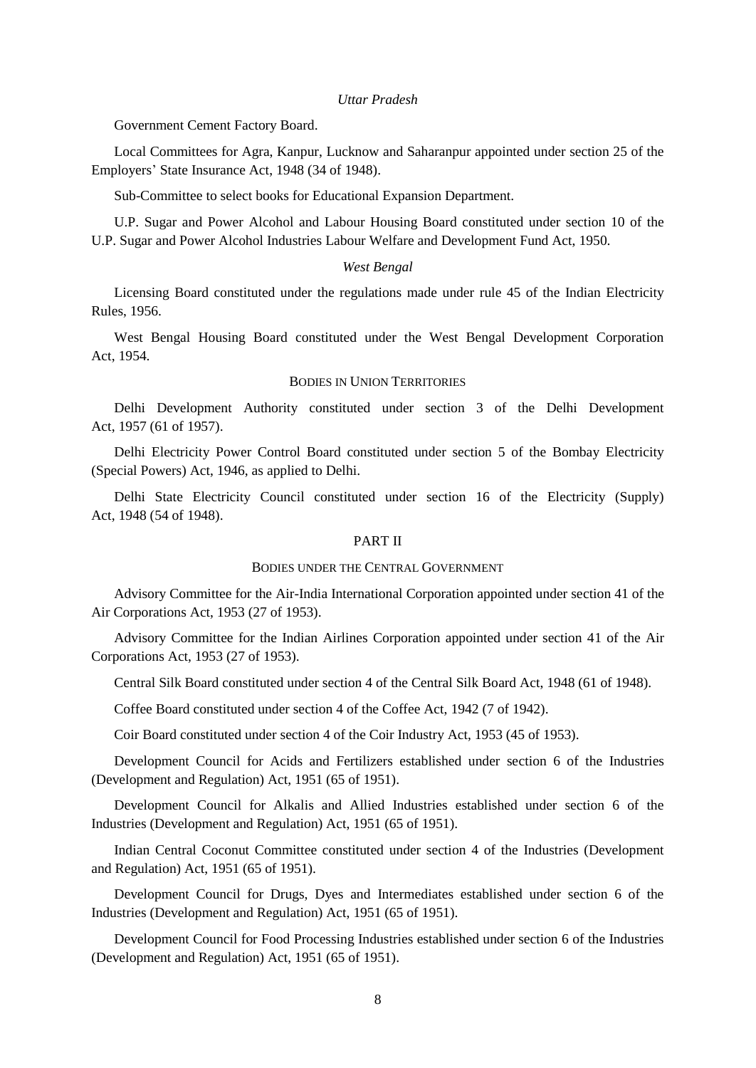*Uttar Pradesh*

Government Cement Factory Board.

Local Committees for Agra, Kanpur, Lucknow and Saharanpur appointed under section 25 of the Employers' State Insurance Act, 1948 (34 of 1948).

Sub-Committee to select books for Educational Expansion Department.

U.P. Sugar and Power Alcohol and Labour Housing Board constituted under section 10 of the U.P. Sugar and Power Alcohol Industries Labour Welfare and Development Fund Act, 1950.

*West Bengal*

Licensing Board constituted under the regulations made under rule 45 of the Indian Electricity Rules, 1956.

West Bengal Housing Board constituted under the West Bengal Development Corporation Act, 1954.

BODIES IN UNION TERRITORIES

Delhi Development Authority constituted under section 3 of the Delhi Development Act, 1957 (61 of 1957).

Delhi Electricity Power Control Board constituted under section 5 of the Bombay Electricity (Special Powers) Act, 1946, as applied to Delhi.

Delhi State Electricity Council constituted under section 16 of the Electricity (Supply) Act, 1948 (54 of 1948).

## PART II

BODIES UNDER THE CENTRAL GOVERNMENT

Advisory Committee for the Air-India International Corporation appointed under section 41 of the Air Corporations Act, 1953 (27 of 1953).

Advisory Committee for the Indian Airlines Corporation appointed under section 41 of the Air Corporations Act, 1953 (27 of 1953).

Central Silk Board constituted under section 4 of the Central Silk Board Act, 1948 (61 of 1948).

Coffee Board constituted under section 4 of the Coffee Act, 1942 (7 of 1942).

Coir Board constituted under section 4 of the Coir Industry Act, 1953 (45 of 1953).

Development Council for Acids and Fertilizers established under section 6 of the Industries (Development and Regulation) Act, 1951 (65 of 1951).

Development Council for Alkalis and Allied Industries established under section 6 of the Industries (Development and Regulation) Act, 1951 (65 of 1951).

Indian Central Coconut Committee constituted under section 4 of the Industries (Development and Regulation) Act, 1951 (65 of 1951).

Development Council for Drugs, Dyes and Intermediates established under section 6 of the Industries (Development and Regulation) Act, 1951 (65 of 1951).

Development Council for Food Processing Industries established under section 6 of the Industries (Development and Regulation) Act, 1951 (65 of 1951).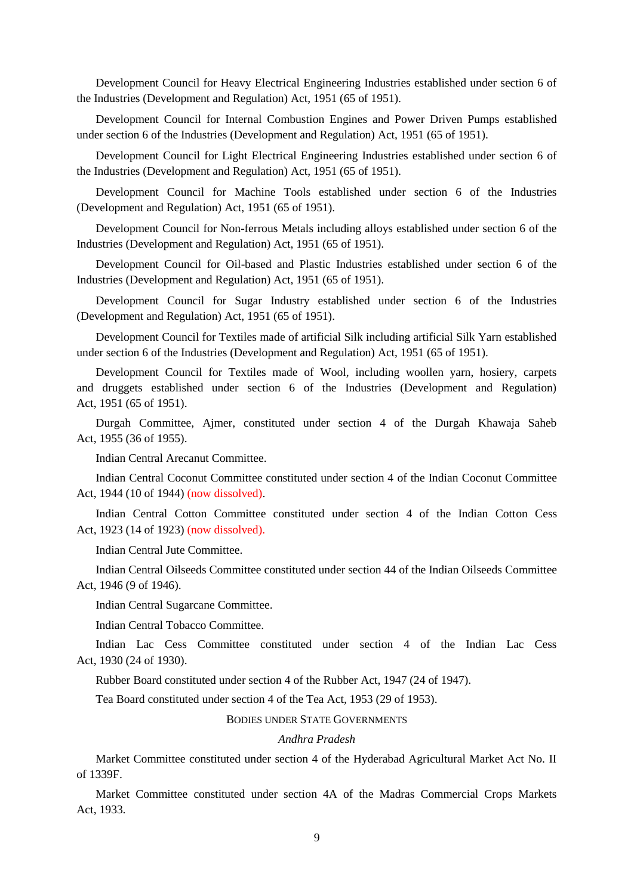Development Council for Heavy Electrical Engineering Industries established under section 6 of the Industries (Development and Regulation) Act, 1951 (65 of 1951).

Development Council for Internal Combustion Engines and Power Driven Pumps established under section 6 of the Industries (Development and Regulation) Act, 1951 (65 of 1951).

Development Council for Light Electrical Engineering Industries established under section 6 of the Industries (Development and Regulation) Act, 1951 (65 of 1951).

Development Council for Machine Tools established under section 6 of the Industries (Development and Regulation) Act, 1951 (65 of 1951).

Development Council for Non-ferrous Metals including alloys established under section 6 of the Industries (Development and Regulation) Act, 1951 (65 of 1951).

Development Council for Oil-based and Plastic Industries established under section 6 of the Industries (Development and Regulation) Act, 1951 (65 of 1951).

Development Council for Sugar Industry established under section 6 of the Industries (Development and Regulation) Act, 1951 (65 of 1951).

Development Council for Textiles made of artificial Silk including artificial Silk Yarn established under section 6 of the Industries (Development and Regulation) Act, 1951 (65 of 1951).

Development Council for Textiles made of Wool, including woollen yarn, hosiery, carpets and druggets established under section 6 of the Industries (Development and Regulation) Act, 1951 (65 of 1951).

Durgah Committee, Ajmer, constituted under section 4 of the Durgah Khawaja Saheb Act, 1955 (36 of 1955).

Indian Central Arecanut Committee.

Indian Central Coconut Committee constituted under section 4 of the Indian Coconut Committee Act, 1944 (10 of 1944) (now dissolved).

Indian Central Cotton Committee constituted under section 4 of the Indian Cotton Cess Act, 1923 (14 of 1923) (now dissolved).

Indian Central Jute Committee.

Indian Central Oilseeds Committee constituted under section 44 of the Indian Oilseeds Committee Act, 1946 (9 of 1946).

Indian Central Sugarcane Committee.

Indian Central Tobacco Committee.

Indian Lac Cess Committee constituted under section 4 of the Indian Lac Cess Act, 1930 (24 of 1930).

Rubber Board constituted under section 4 of the Rubber Act, 1947 (24 of 1947).

Tea Board constituted under section 4 of the Tea Act, 1953 (29 of 1953).

## BODIES UNDER STATE GOVERNMENTS

### *Andhra Pradesh*

Market Committee constituted under section 4 of the Hyderabad Agricultural Market Act No. II of 1339F.

Market Committee constituted under section 4A of the Madras Commercial Crops Markets Act, 1933.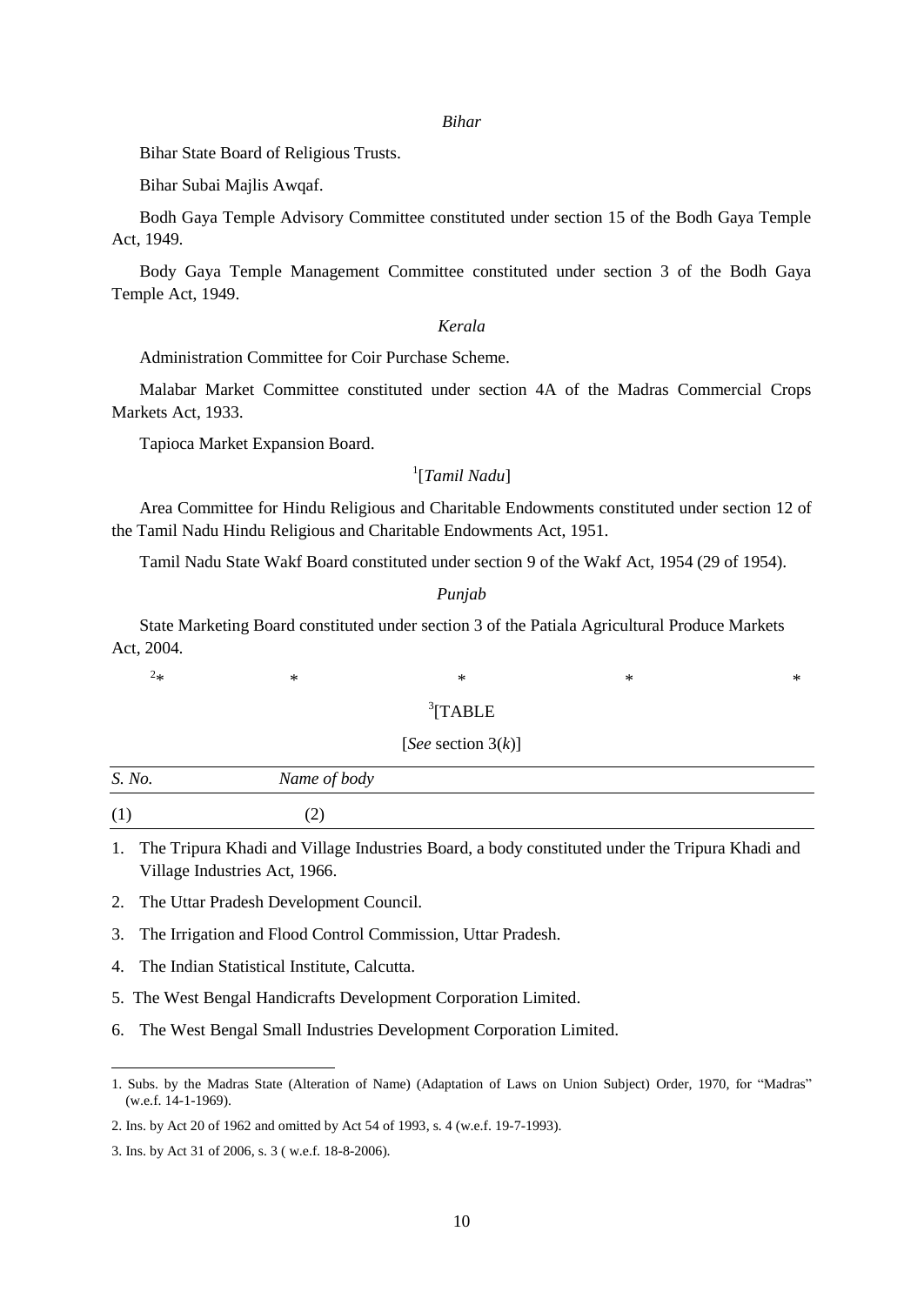*Bihar*

Bihar State Board of Religious Trusts.

Bihar Subai Majlis Awqaf.

Bodh Gaya Temple Advisory Committee constituted under section 15 of the Bodh Gaya Temple Act, 1949.

Body Gaya Temple Management Committee constituted under section 3 of the Bodh Gaya Temple Act, 1949.

*Kerala*

Administration Committee for Coir Purchase Scheme.

Malabar Market Committee constituted under section 4A of the Madras Commercial Crops Markets Act, 1933.

Tapioca Market Expansion Board.

[1][*Tamil Nadu*]

Area Committee for Hindu Religious and Charitable Endowments constituted under section 12 of the Tamil Nadu Hindu Religious and Charitable Endowments Act, 1951.

Tamil Nadu State Wakf Board constituted under section 9 of the Wakf Act, 1954 (29 of 1954).

*Punjab*

State Marketing Board constituted under section 3 of the Patiala Agricultural Produce Markets Act, 2004.

[2]* * * * *

[3][TABLE

[*See* section 3(*k*)]

| *S. No.* | *Name of body* |
|---|---|
| (1) | (2) |
| 1. | The Tripura Khadi and Village Industries Board, a body constituted under the Tripura Khadi and Village Industries Act, 1966. |
| 2. | The Uttar Pradesh Development Council. |
| 3. | The Irrigation and Flood Control Commission, Uttar Pradesh. |
| 4. | The Indian Statistical Institute, Calcutta. |
| 5. | The West Bengal Handicrafts Development Corporation Limited. |
| 6. | The West Bengal Small Industries Development Corporation Limited. |

---

1. Subs. by the Madras State (Alteration of Name) (Adaptation of Laws on Union Subject) Order, 1970, for "Madras" (w.e.f. 14-1-1969).

2. Ins. by Act 20 of 1962 and omitted by Act 54 of 1993, s. 4 (w.e.f. 19-7-1993).

3. Ins. by Act 31 of 2006, s. 3 ( w.e.f. 18-8-2006).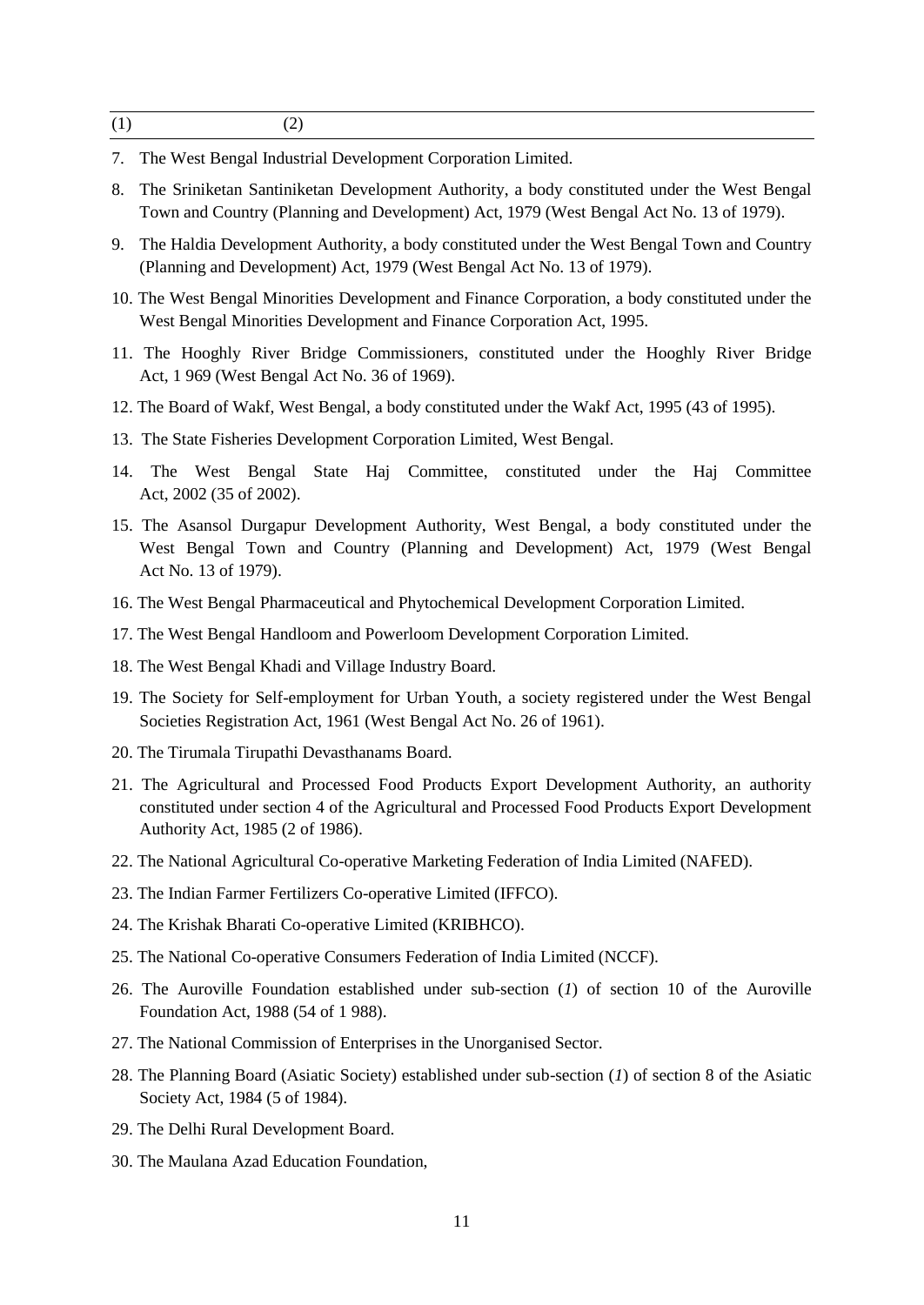| (1) | (2) |
|---|---|
| 7. | The West Bengal Industrial Development Corporation Limited. |
| 8. | The Sriniketan Santiniketan Development Authority, a body constituted under the West Bengal Town and Country (Planning and Development) Act, 1979 (West Bengal Act No. 13 of 1979). |
| 9. | The Haldia Development Authority, a body constituted under the West Bengal Town and Country (Planning and Development) Act, 1979 (West Bengal Act No. 13 of 1979). |
| 10. | The West Bengal Minorities Development and Finance Corporation, a body constituted under the West Bengal Minorities Development and Finance Corporation Act, 1995. |
| 11. | The Hooghly River Bridge Commissioners, constituted under the Hooghly River Bridge Act, 1 969 (West Bengal Act No. 36 of 1969). |
| 12. | The Board of Wakf, West Bengal, a body constituted under the Wakf Act, 1995 (43 of 1995). |
| 13. | The State Fisheries Development Corporation Limited, West Bengal. |
| 14. | The West Bengal State Haj Committee, constituted under the Haj Committee Act, 2002 (35 of 2002). |
| 15. | The Asansol Durgapur Development Authority, West Bengal, a body constituted under the West Bengal Town and Country (Planning and Development) Act, 1979 (West Bengal Act No. 13 of 1979). |
| 16. | The West Bengal Pharmaceutical and Phytochemical Development Corporation Limited. |
| 17. | The West Bengal Handloom and Powerloom Development Corporation Limited. |
| 18. | The West Bengal Khadi and Village Industry Board. |
| 19. | The Society for Self-employment for Urban Youth, a society registered under the West Bengal Societies Registration Act, 1961 (West Bengal Act No. 26 of 1961). |
| 20. | The Tirumala Tirupathi Devasthanams Board. |
| 21. | The Agricultural and Processed Food Products Export Development Authority, an authority constituted under section 4 of the Agricultural and Processed Food Products Export Development Authority Act, 1985 (2 of 1986). |
| 22. | The National Agricultural Co-operative Marketing Federation of India Limited (NAFED). |
| 23. | The Indian Farmer Fertilizers Co-operative Limited (IFFCO). |
| 24. | The Krishak Bharati Co-operative Limited (KRIBHCO). |
| 25. | The National Co-operative Consumers Federation of India Limited (NCCF). |
| 26. | The Auroville Foundation established under sub-section (*1*) of section 10 of the Auroville Foundation Act, 1988 (54 of 1 988). |
| 27. | The National Commission of Enterprises in the Unorganised Sector. |
| 28. | The Planning Board (Asiatic Society) established under sub-section (*1*) of section 8 of the Asiatic Society Act, 1984 (5 of 1984). |
| 29. | The Delhi Rural Development Board. |
| 30. | The Maulana Azad Education Foundation, |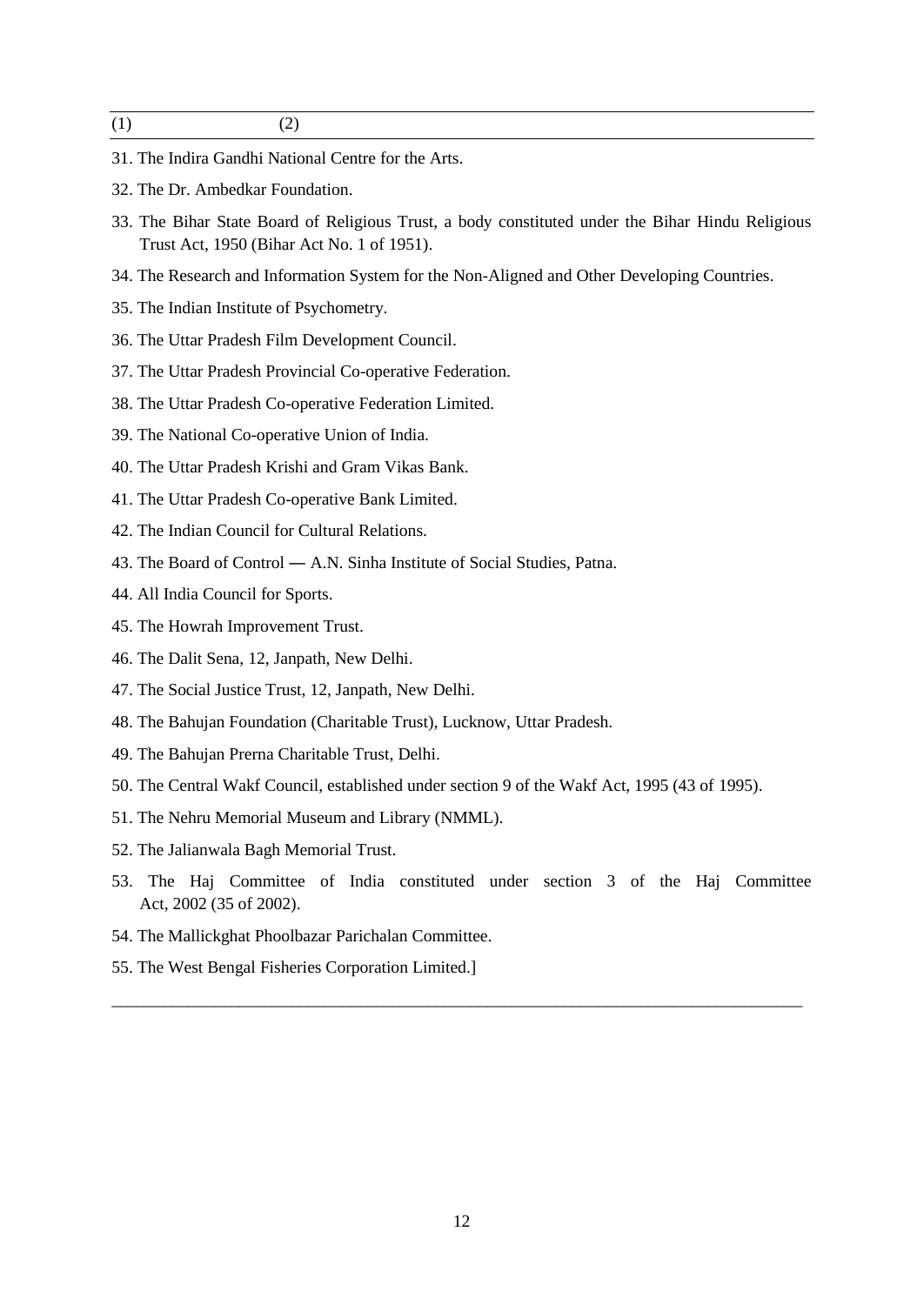| (1) | (2) |
| --- | --- |

31. The Indira Gandhi National Centre for the Arts.
32. The Dr. Ambedkar Foundation.
33. The Bihar State Board of Religious Trust, a body constituted under the Bihar Hindu Religious Trust Act, 1950 (Bihar Act No. 1 of 1951).
34. The Research and Information System for the Non-Aligned and Other Developing Countries.
35. The Indian Institute of Psychometry.
36. The Uttar Pradesh Film Development Council.
37. The Uttar Pradesh Provincial Co-operative Federation.
38. The Uttar Pradesh Co-operative Federation Limited.
39. The National Co-operative Union of India.
40. The Uttar Pradesh Krishi and Gram Vikas Bank.
41. The Uttar Pradesh Co-operative Bank Limited.
42. The Indian Council for Cultural Relations.
43. The Board of Control — A.N. Sinha Institute of Social Studies, Patna.
44. All India Council for Sports.
45. The Howrah Improvement Trust.
46. The Dalit Sena, 12, Janpath, New Delhi.
47. The Social Justice Trust, 12, Janpath, New Delhi.
48. The Bahujan Foundation (Charitable Trust), Lucknow, Uttar Pradesh.
49. The Bahujan Prerna Charitable Trust, Delhi.
50. The Central Wakf Council, established under section 9 of the Wakf Act, 1995 (43 of 1995).
51. The Nehru Memorial Museum and Library (NMML).
52. The Jalianwala Bagh Memorial Trust.
53. The Haj Committee of India constituted under section 3 of the Haj Committee Act, 2002 (35 of 2002).
54. The Mallickghat Phoolbazar Parichalan Committee.
55. The West Bengal Fisheries Corporation Limited.]